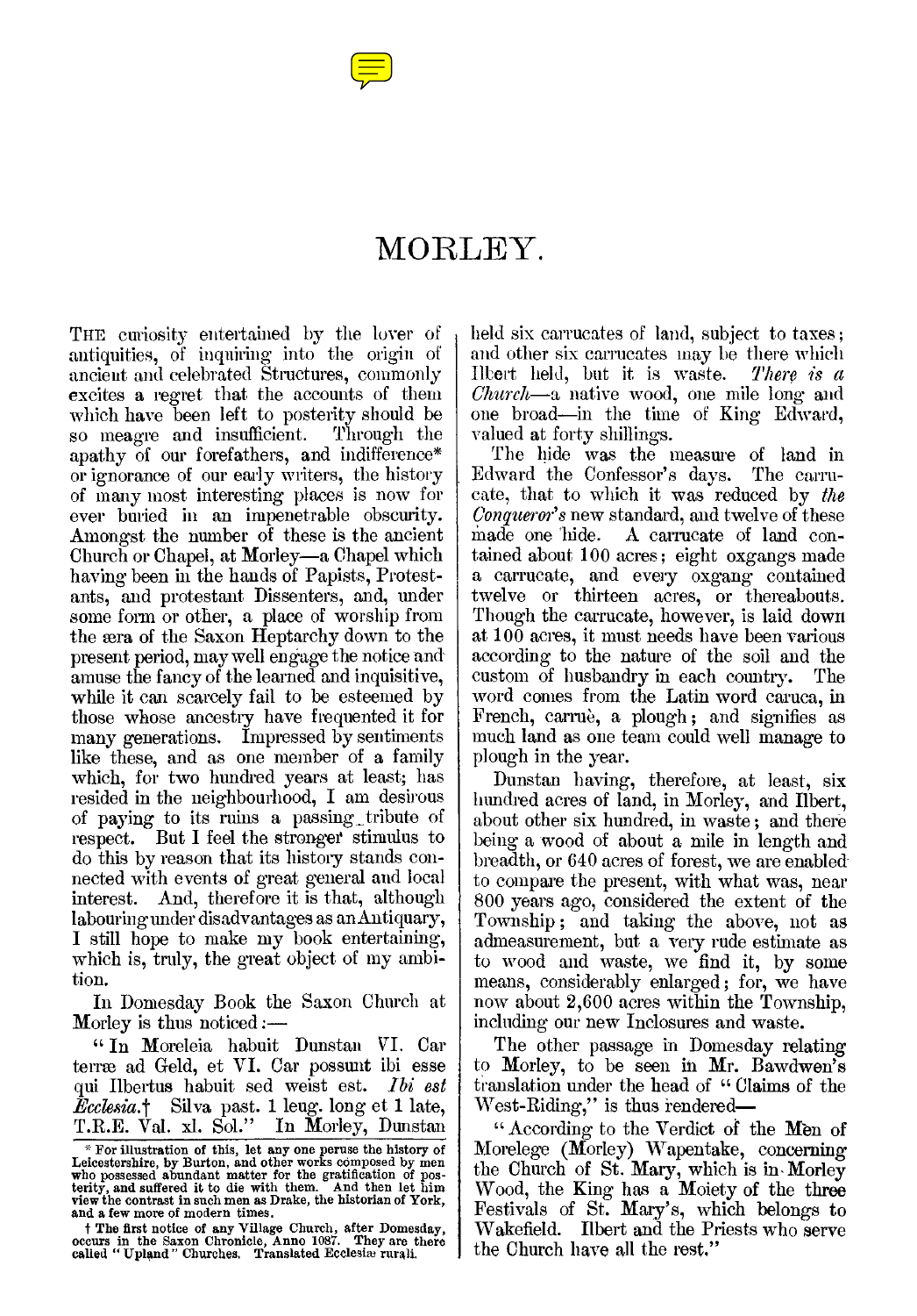# MORLEY.

THE curiosity entertained by the lover of antiquities, of inquiring into the origin of ancient and celebrated Structures, commonly excites a regret that the accounts of them which have been left to posterity should be so meagre and insufficient. Through the apathy of our forefathers, and indifference* or ignorance of our early writers, the history of many most interesting places is now for ever buried in an impenetrable obscurity. Amongst the number of these is the ancient Church or Chapel, at Morley—a Chapel which having been in the hands of Papists, Protestants, and protestant Dissenters, and, under some form or other, a place of worship from the æra of the Saxon Heptarchy down to the present period, may well engage the notice and amuse the fancy of the learned and inquisitive, while it can scarcely fail to be esteemed by those whose ancestry have frequented it for many generations. Impressed by sentiments like these, and as one member of a family which, for two hundred years at least; has resided in the neighbourhood, I am desirous of paying to its ruins a passing tribute of respect. But I feel the stronger stimulus to do this by reason that its history stands connected with events of great general and local interest. And, therefore it is that, although labouring under disadvantages as an Antiquary, I still hope to make my book entertaining, which is, truly, the great object of my ambition.

In Domesday Book the Saxon Church at Morley is thus noticed:—

"In Moreleia habuit Dunstan VI. Car terræ ad Geld, et VI. Car possunt ibi esse qui Ilbertus habuit sed weist est. *Ibi est Ecclesia.*† Silva past. 1 leug. long et 1 late, T.R.E. Val. xl. Sol." In Morley, Dunstan held six carrucates of land, subject to taxes; and other six carrucates may be there which Ilbert held, but it is waste. *There is a Church*—a native wood, one mile long and one broad—in the time of King Edward, valued at forty shillings.

The hide was the measure of land in Edward the Confessor's days. The carrucate, that to which it was reduced by *the Conqueror's* new standard, and twelve of these made one hide. A carrucate of land contained about 100 acres; eight oxgangs made a carrucate, and every oxgang contained twelve or thirteen acres, or thereabouts. Though the carrucate, however, is laid down at 100 acres, it must needs have been various according to the nature of the soil and the custom of husbandry in each country. The word comes from the Latin word caruca, in French, carruè, a plough; and signifies as much land as one team could well manage to plough in the year.

Dunstan having, therefore, at least, six hundred acres of land, in Morley, and Ilbert, about other six hundred, in waste; and there being a wood of about a mile in length and breadth, or 640 acres of forest, we are enabled to compare the present, with what was, near 800 years ago, considered the extent of the Township; and taking the above, not as admeasurement, but a very rude estimate as to wood and waste, we find it, by some means, considerably enlarged; for, we have now about 2,600 acres within the Township, including our new Inclosures and waste.

The other passage in Domesday relating to Morley, to be seen in Mr. Bawdwen's translation under the head of "Claims of the West-Riding," is thus rendered—

"According to the Verdict of the Men of Morelege (Morley) Wapentake, concerning the Church of St. Mary, which is in Morley Wood, the King has a Moiety of the three Festivals of St. Mary's, which belongs to Wakefield. Ilbert and the Priests who serve the Church have all the rest."

---

\* For illustration of this, let any one peruse the history of Leicestershire, by Burton, and other works composed by men who possessed abundant matter for the gratification of posterity, and suffered it to die with them. And then let him view the contrast in such men as Drake, the historian of York, and a few more of modern times.

† The first notice of any Village Church, after Domesday, occurs in the Saxon Chronicle, Anno 1087. They are there called "Upland" Churches. Translated Ecclesiæ rurali.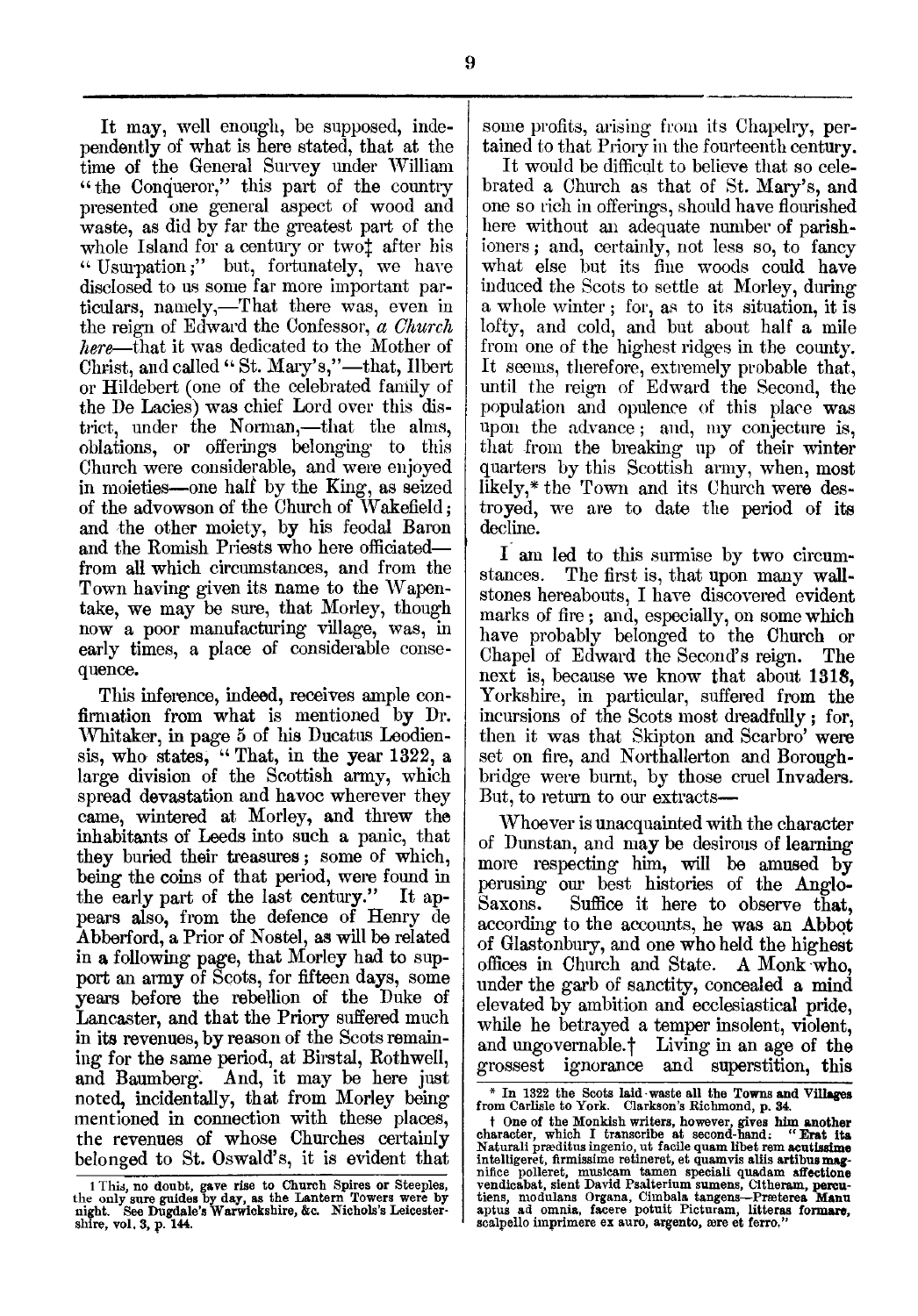It may, well enough, be supposed, independently of what is here stated, that at the time of the General Survey under William "the Conqueror," this part of the country presented one general aspect of wood and waste, as did by far the greatest part of the whole Island for a century or two‡ after his "Usurpation;" but, fortunately, we have disclosed to us some far more important particulars, namely,—That there was, even in the reign of Edward the Confessor, *a Church here*—that it was dedicated to the Mother of Christ, and called "St. Mary's,"—that, Ilbert or Hildebert (one of the celebrated family of the De Lacies) was chief Lord over this district, under the Norman,—that the alms, oblations, or offerings belonging to this Church were considerable, and were enjoyed in moieties—one half by the King, as seized of the advowson of the Church of Wakefield; and the other moiety, by his feodal Baron and the Romish Priests who here officiated—from all which circumstances, and from the Town having given its name to the Wapentake, we may be sure, that Morley, though now a poor manufacturing village, was, in early times, a place of considerable consequence.

This inference, indeed, receives ample confirmation from what is mentioned by Dr. Whitaker, in page 5 of his Ducatus Leodiensis, who states, "That, in the year 1322, a large division of the Scottish army, which spread devastation and havoc wherever they came, wintered at Morley, and threw the inhabitants of Leeds into such a panic, that they buried their treasures; some of which, being the coins of that period, were found in the early part of the last century." It appears also, from the defence of Henry de Abberford, a Prior of Nostel, as will be related in a following page, that Morley had to support an army of Scots, for fifteen days, some years before the rebellion of the Duke of Lancaster, and that the Priory suffered much in its revenues, by reason of the Scots remaining for the same period, at Birstal, Rothwell, and Baumberg. And, it may be here just noted, incidentally, that from Morley being mentioned in connection with these places, the revenues of whose Churches certainly belonged to St. Oswald's, it is evident that some profits, arising from its Chapelry, pertained to that Priory in the fourteenth century.

It would be difficult to believe that so celebrated a Church as that of St. Mary's, and one so rich in offerings, should have flourished here without an adequate number of parishioners; and, certainly, not less so, to fancy what else but its fine woods could have induced the Scots to settle at Morley, during a whole winter; for, as to its situation, it is lofty, and cold, and but about half a mile from one of the highest ridges in the county. It seems, therefore, extremely probable that, until the reign of Edward the Second, the population and opulence of this place was upon the advance; and, my conjecture is, that from the breaking up of their winter quarters by this Scottish army, when, most likely,* the Town and its Church were destroyed, we are to date the period of its decline.

I am led to this surmise by two circumstances. The first is, that upon many wall-stones hereabouts, I have discovered evident marks of fire; and, especially, on some which have probably belonged to the Church or Chapel of Edward the Second's reign. The next is, because we know that about 1318, Yorkshire, in particular, suffered from the incursions of the Scots most dreadfully; for, then it was that Skipton and Scarbro' were set on fire, and Northallerton and Boroughbridge were burnt, by those cruel Invaders. But, to return to our extracts—

Whoever is unacquainted with the character of Dunstan, and may be desirous of learning more respecting him, will be amused by perusing our best histories of the Anglo-Saxons. Suffice it here to observe that, according to the accounts, he was an Abbot of Glastonbury, and one who held the highest offices in Church and State. A Monk who, under the garb of sanctity, concealed a mind elevated by ambition and ecclesiastical pride, while he betrayed a temper insolent, violent, and ungovernable.† Living in an age of the grossest ignorance and superstition, this

‡ This, no doubt, gave rise to Church Spires or Steeples, the only sure guides by day, as the Lantern Towers were by night. See Dugdale's Warwickshire, &c. Nichols's Leicestershire, vol. 3, p. 144.

\* In 1322 the Scots laid waste all the Towns and Villages from Carlisle to York. Clarkson's Richmond, p. 34.

† One of the Monkish writers, however, gives him another character, which I transcribe at second-hand: "Erat ita Naturali præditus ingenio, ut facile quam libet rem acutissime intelligeret, firmissime retineret, et quamvis aliis artibus magnifice polleret, musicam tamen speciali quadam affectione vendicabat, sient David Psalterium sumens, Citheram, percutiens, modulans Organa, Cimbala tangens—Præterea Manu aptus ad omnia, facere potuit Picturam, litteras formare, scalpello imprimere ex auro, argento, ære et ferro."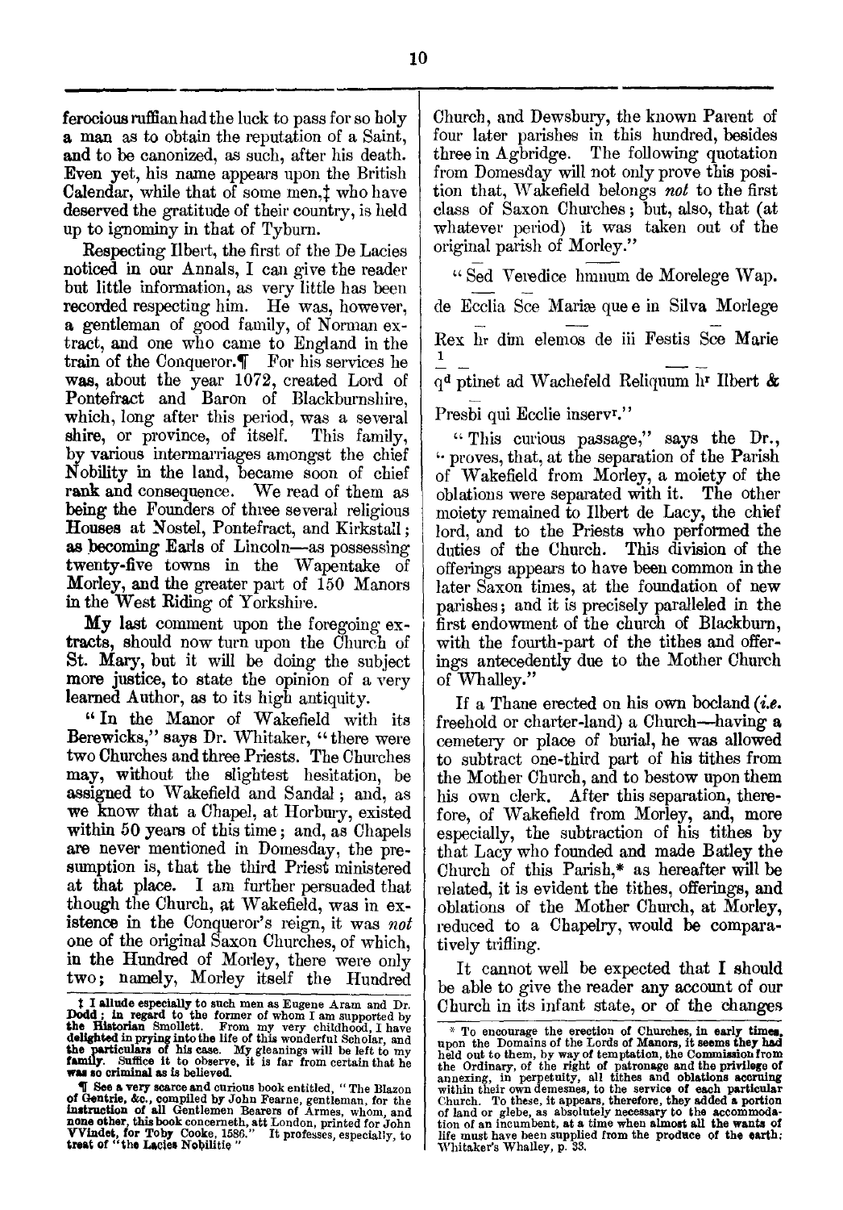ferocious ruffian had the luck to pass for so holy a man as to obtain the reputation of a Saint, and to be canonized, as such, after his death. Even yet, his name appears upon the British Calendar, while that of some men,‡ who have deserved the gratitude of their country, is held up to ignominy in that of Tyburn.

Respecting Ilbert, the first of the De Lacies noticed in our Annals, I can give the reader but little information, as very little has been recorded respecting him. He was, however, a gentleman of good family, of Norman extract, and one who came to England in the train of the Conqueror.¶ For his services he was, about the year 1072, created Lord of Pontefract and Baron of Blackburnshire, which, long after this period, was a several shire, or province, of itself. This family, by various intermarriages amongst the chief Nobility in the land, became soon of chief rank and consequence. We read of them as being the Founders of three several religious Houses at Nostel, Pontefract, and Kirkstall; as becoming Earls of Lincoln—as possessing twenty-five towns in the Wapentake of Morley, and the greater part of 150 Manors in the West Riding of Yorkshire.

My last comment upon the foregoing extracts, should now turn upon the Church of St. Mary, but it will be doing the subject more justice, to state the opinion of a very learned Author, as to its high antiquity.

"In the Manor of Wakefield with its Berewicks," says Dr. Whitaker, "there were two Churches and three Priests. The Churches may, without the slightest hesitation, be assigned to Wakefield and Sandal; and, as we know that a Chapel, at Horbury, existed within 50 years of this time; and, as Chapels are never mentioned in Domesday, the presumption is, that the third Priest ministered at that place. I am further persuaded that though the Church, at Wakefield, was in existence in the Conqueror's reign, it was *not* one of the original Saxon Churches, of which, in the Hundred of Morley, there were only two; namely, Morley itself the Hundred Church, and Dewsbury, the known Parent of four later parishes in this hundred, besides three in Agbridge. The following quotation from Domesday will not only prove this position that, Wakefield belongs *not* to the first class of Saxon Churches; but, also, that (at whatever period) it was taken out of the original parish of Morley."

"Sed Veredice hmnum de Morelege Wap.

de Ecclia Sce Mariæ que e in Silva Morlege

Rex hr dim elemos de iii Festis Sce Marie

qd ptinet ad Wachefeld Reliquum hr Ilbert &

Presbi qui Ecclie inservr."

"This curious passage," says the Dr., "proves, that, at the separation of the Parish of Wakefield from Morley, a moiety of the oblations were separated with it. The other moiety remained to Ilbert de Lacy, the chief lord, and to the Priests who performed the duties of the Church. This division of the offerings appears to have been common in the later Saxon times, at the foundation of new parishes; and it is precisely paralleled in the first endowment of the church of Blackburn, with the fourth-part of the tithes and offerings antecedently due to the Mother Church of Whalley."

If a Thane erected on his own bocland (*i.e.* freehold or charter-land) a Church—having a cemetery or place of burial, he was allowed to subtract one-third part of his tithes from the Mother Church, and to bestow upon them his own clerk. After this separation, therefore, of Wakefield from Morley, and, more especially, the subtraction of his tithes by that Lacy who founded and made Batley the Church of this Parish,* as hereafter will be related, it is evident the tithes, offerings, and oblations of the Mother Church, at Morley, reduced to a Chapelry, would be comparatively trifling.

It cannot well be expected that I should be able to give the reader any account of our Church in its infant state, or of the changes

‡ I allude especially to such men as Eugene Aram and Dr. Dodd; in regard to the former of whom I am supported by the Historian Smollett. From my very childhood, I have delighted in prying into the life of this wonderful Scholar, and the particulars of his case. My gleanings will be left to my family. Suffice it to observe, it is far from certain that he was so criminal as is believed.

¶ See a very scarce and curious book entitled, "The Blazon of Gentrie, &c., compiled by John Fearne, gentleman, for the instruction of all Gentlemen Bearers of Armes, whom, and none other, this book concerneth, att London, printed for John VVindet, for Toby Cooke, 1586." It professes, especially, to treat of "the Lacies Nobilitie"

\* To encourage the erection of Churches, in early times, upon the Domains of the Lords of Manors, it seems they had held out to them, by way of temptation, the Commission from the Ordinary, of the right of patronage and the privilege of annexing, in perpetuity, all tithes and oblations accruing within their own demesnes, to the service of each particular Church. To these, it appears, therefore, they added a portion of land or glebe, as absolutely necessary to the accommodation of an incumbent, at a time when almost all the wants of life must have been supplied from the produce of the earth; Whitaker's Whalley, p. 33.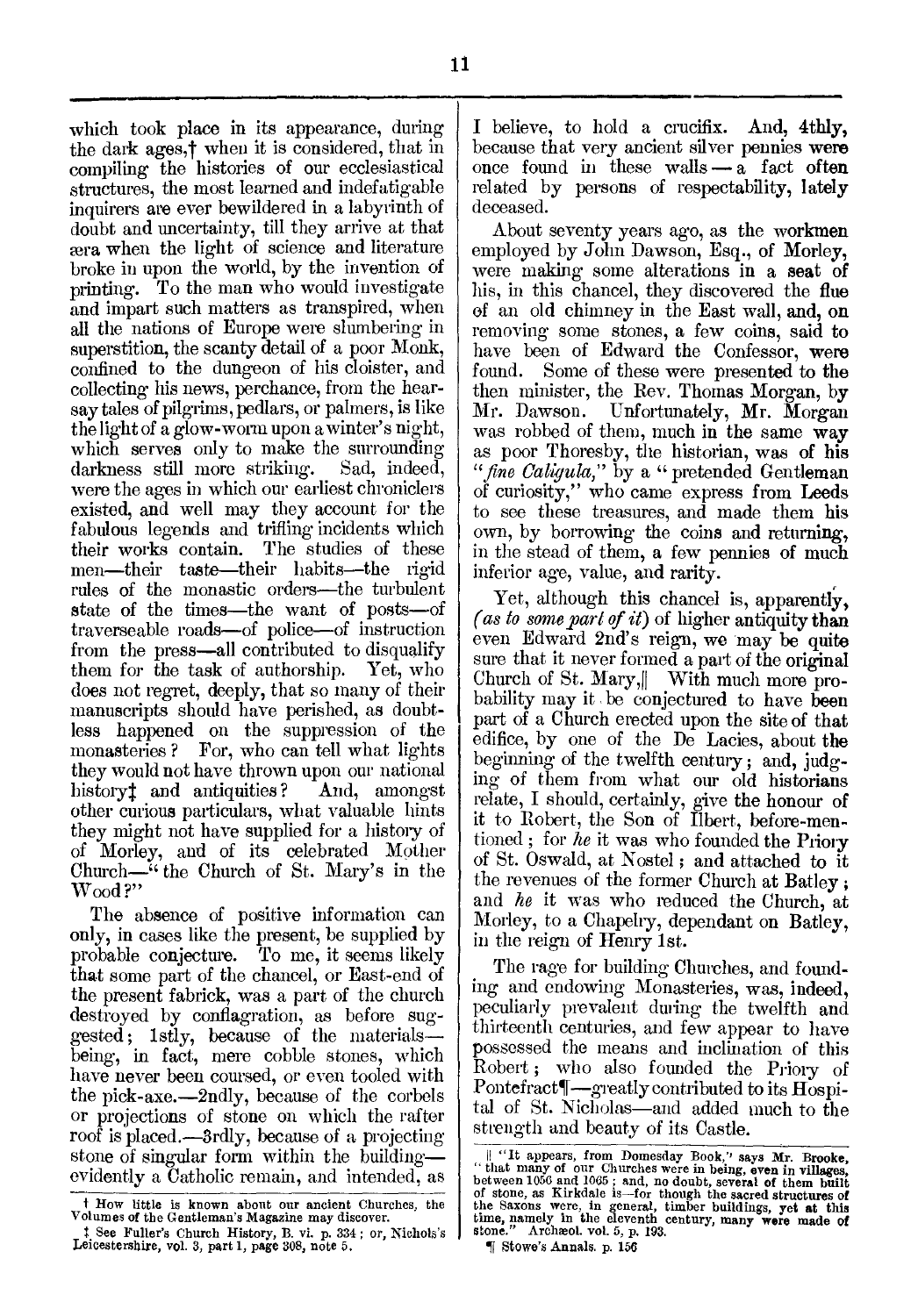which took place in its appearance, during the dark ages,† when it is considered, that in compiling the histories of our ecclesiastical structures, the most learned and indefatigable inquirers are ever bewildered in a labyrinth of doubt and uncertainty, till they arrive at that æra when the light of science and literature broke in upon the world, by the invention of printing. To the man who would investigate and impart such matters as transpired, when all the nations of Europe were slumbering in superstition, the scanty detail of a poor Monk, confined to the dungeon of his cloister, and collecting his news, perchance, from the hearsay tales of pilgrims, pedlars, or palmers, is like the light of a glow-worm upon a winter's night, which serves only to make the surrounding darkness still more striking. Sad, indeed, were the ages in which our earliest chroniclers existed, and well may they account for the fabulous legends and trifling incidents which their works contain. The studies of these men—their taste—their habits—the rigid rules of the monastic orders—the turbulent state of the times—the want of posts—of traverseable roads—of police—of instruction from the press—all contributed to disqualify them for the task of authorship. Yet, who does not regret, deeply, that so many of their manuscripts should have perished, as doubtless happened on the suppression of the monasteries? For, who can tell what lights they would not have thrown upon our national history‡ and antiquities? And, amongst other curious particulars, what valuable hints they might not have supplied for a history of of Morley, and of its celebrated Mother Church—"the Church of St. Mary's in the Wood?"

The absence of positive information can only, in cases like the present, be supplied by probable conjecture. To me, it seems likely that some part of the chancel, or East-end of the present fabrick, was a part of the church destroyed by conflagration, as before suggested; 1stly, because of the materials—being, in fact, mere cobble stones, which have never been coursed, or even tooled with the pick-axe.—2ndly, because of the corbels or projections of stone on which the rafter roof is placed.—3rdly, because of a projecting stone of singular form within the building—evidently a Catholic remain, and intended, as I believe, to hold a crucifix. And, 4thly, because that very ancient silver pennies were once found in these walls — a fact often related by persons of respectability, lately deceased.

About seventy years ago, as the workmen employed by John Dawson, Esq., of Morley, were making some alterations in a seat of his, in this chancel, they discovered the flue of an old chimney in the East wall, and, on removing some stones, a few coins, said to have been of Edward the Confessor, were found. Some of these were presented to the then minister, the Rev. Thomas Morgan, by Mr. Dawson. Unfortunately, Mr. Morgan was robbed of them, much in the same way as poor Thoresby, the historian, was of his "*fine Caligula*," by a "pretended Gentleman of curiosity," who came express from Leeds to see these treasures, and made them his own, by borrowing the coins and returning, in the stead of them, a few pennies of much inferior age, value, and rarity.

Yet, although this chancel is, apparently, (*as to some part of it*) of higher antiquity than even Edward 2nd's reign, we may be quite sure that it never formed a part of the original Church of St. Mary,‖ With much more probability may it be conjectured to have been part of a Church erected upon the site of that edifice, by one of the De Lacies, about the beginning of the twelfth century; and, judging of them from what our old historians relate, I should, certainly, give the honour of it to Robert, the Son of Ilbert, before-mentioned; for *he* it was who founded the Priory of St. Oswald, at Nostel; and attached to it the revenues of the former Church at Batley; and *he* it was who reduced the Church, at Morley, to a Chapelry, dependant on Batley, in the reign of Henry 1st.

The rage for building Churches, and founding and endowing Monasteries, was, indeed, peculiarly prevalent during the twelfth and thirteenth centuries, and few appear to have possessed the means and inclination of this Robert; who also founded the Priory of Pontefract¶—greatly contributed to its Hospital of St. Nicholas—and added much to the strength and beauty of its Castle.

---

† How little is known about our ancient Churches, the Volumes of the Gentleman's Magazine may discover.

‡ See Fuller's Church History, B. vi. p. 334; or, Nichols's Leicestershire, vol. 3, part 1, page 308, note 5.

‖ "It appears, from Domesday Book," says Mr. Brooke, "that many of our Churches were in being, even in villages, between 1056 and 1065; and, no doubt, several of them built of stone, as Kirkdale is—for though the sacred structures of the Saxons were, in general, timber buildings, yet at this time, namely in the eleventh century, many were made of stone." Archæol. vol. 5, p. 193.

¶ Stowe's Annals. p. 156